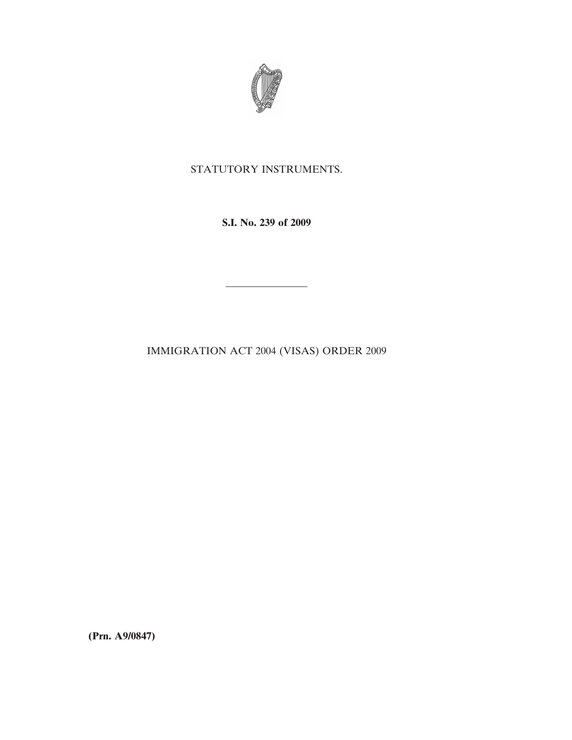STATUTORY INSTRUMENTS.

**S.I. No. 239 of 2009**

---

IMMIGRATION ACT 2004 (VISAS) ORDER 2009

**(Prn. A9/0847)**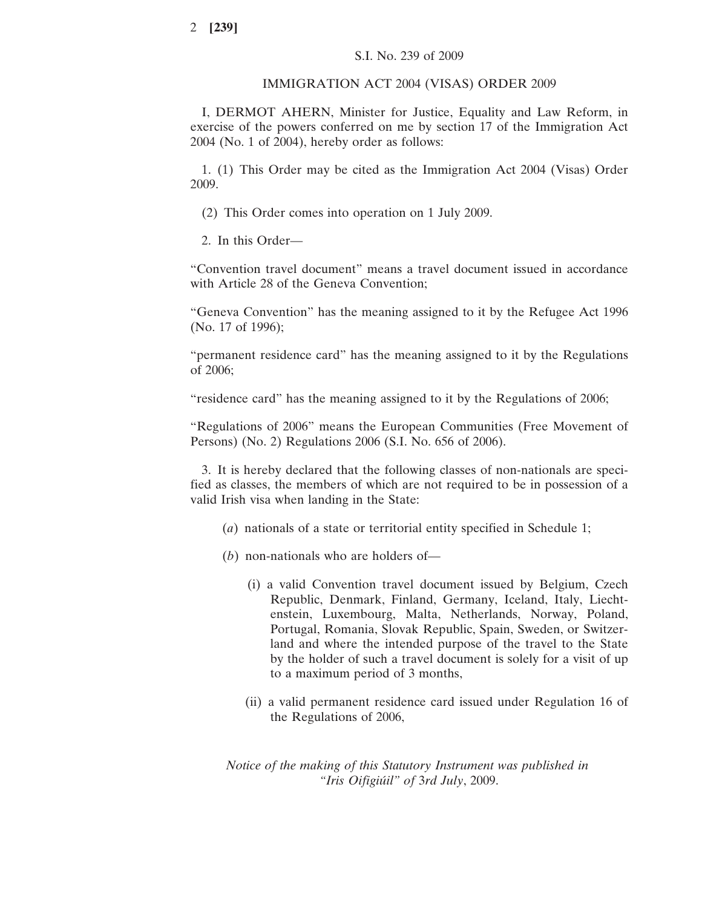S.I. No. 239 of 2009

IMMIGRATION ACT 2004 (VISAS) ORDER 2009

I, DERMOT AHERN, Minister for Justice, Equality and Law Reform, in exercise of the powers conferred on me by section 17 of the Immigration Act 2004 (No. 1 of 2004), hereby order as follows:

1. (1) This Order may be cited as the Immigration Act 2004 (Visas) Order 2009.

(2) This Order comes into operation on 1 July 2009.

2. In this Order—

"Convention travel document" means a travel document issued in accordance with Article 28 of the Geneva Convention;

"Geneva Convention" has the meaning assigned to it by the Refugee Act 1996 (No. 17 of 1996);

"permanent residence card" has the meaning assigned to it by the Regulations of 2006;

"residence card" has the meaning assigned to it by the Regulations of 2006;

"Regulations of 2006" means the European Communities (Free Movement of Persons) (No. 2) Regulations 2006 (S.I. No. 656 of 2006).

3. It is hereby declared that the following classes of non-nationals are specified as classes, the members of which are not required to be in possession of a valid Irish visa when landing in the State:

(*a*) nationals of a state or territorial entity specified in Schedule 1;

(*b*) non-nationals who are holders of—

(i) a valid Convention travel document issued by Belgium, Czech Republic, Denmark, Finland, Germany, Iceland, Italy, Liechtenstein, Luxembourg, Malta, Netherlands, Norway, Poland, Portugal, Romania, Slovak Republic, Spain, Sweden, or Switzerland and where the intended purpose of the travel to the State by the holder of such a travel document is solely for a visit of up to a maximum period of 3 months,

(ii) a valid permanent residence card issued under Regulation 16 of the Regulations of 2006,

*Notice of the making of this Statutory Instrument was published in "Iris Oifigiúil" of 3rd July, 2009.*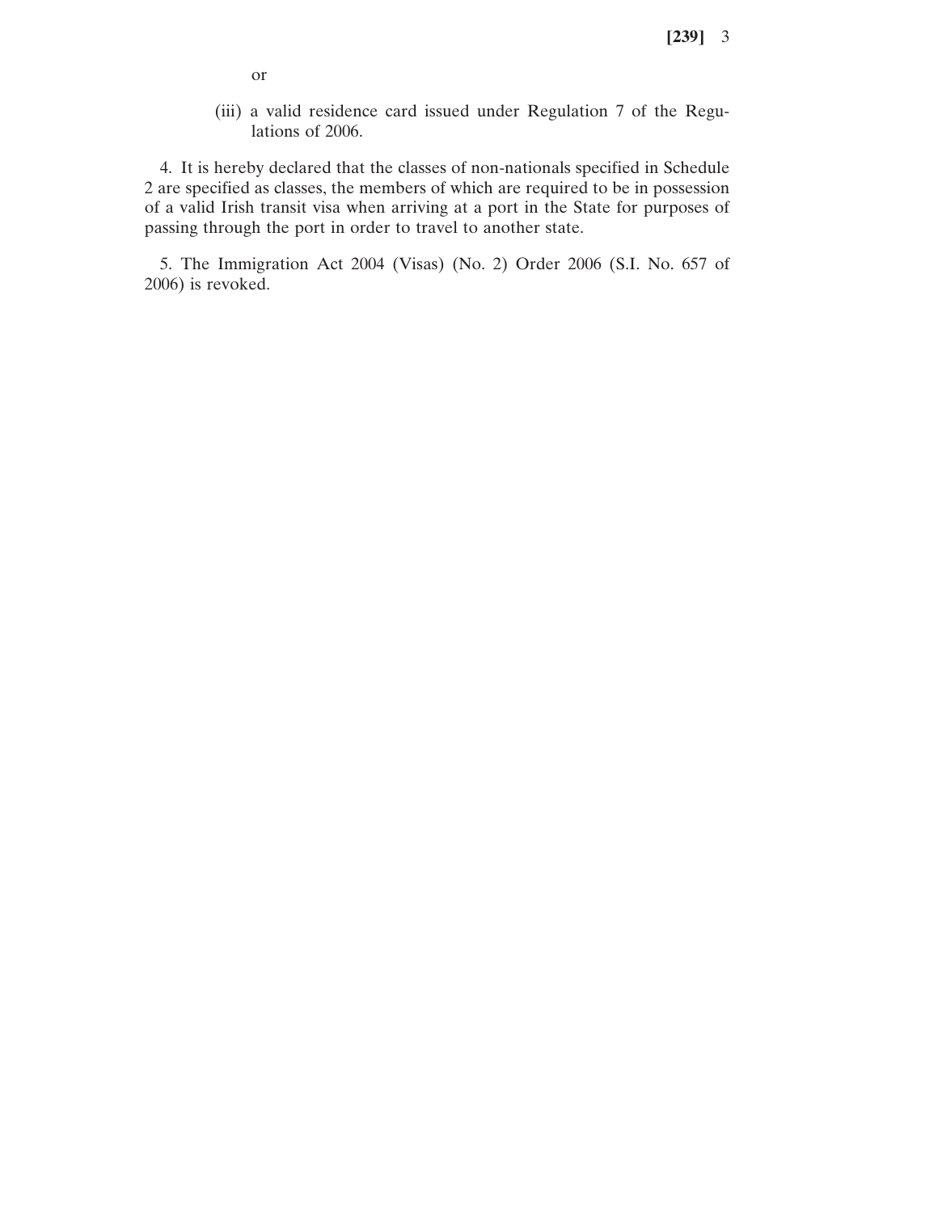or

(iii) a valid residence card issued under Regulation 7 of the Regulations of 2006.

4. It is hereby declared that the classes of non-nationals specified in Schedule 2 are specified as classes, the members of which are required to be in possession of a valid Irish transit visa when arriving at a port in the State for purposes of passing through the port in order to travel to another state.

5. The Immigration Act 2004 (Visas) (No. 2) Order 2006 (S.I. No. 657 of 2006) is revoked.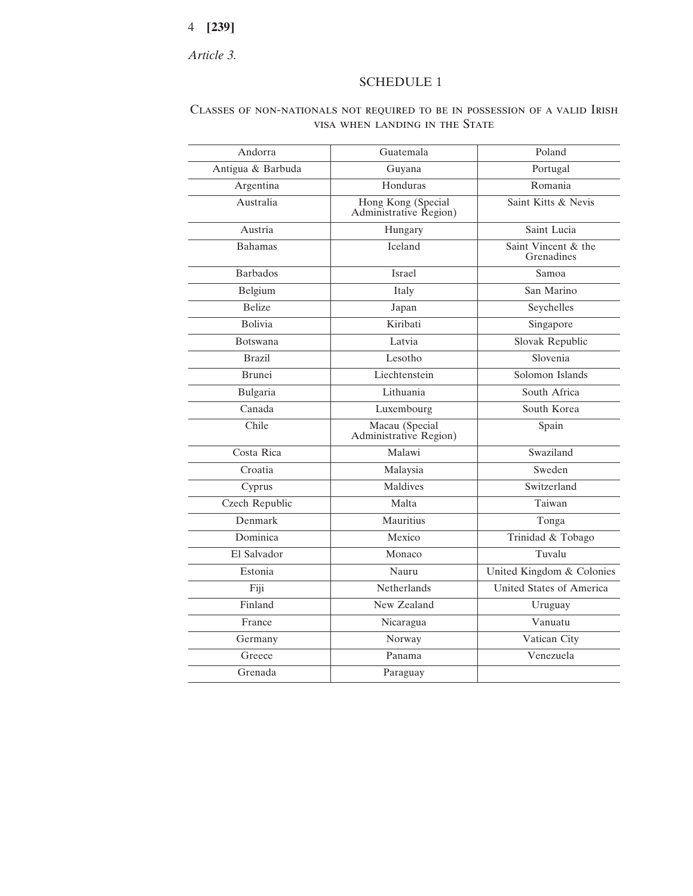*Article 3.*

## SCHEDULE 1

### Classes of non-nationals not required to be in possession of a valid Irish visa when landing in the State

| | | |
|---|---|---|
| Andorra | Guatemala | Poland |
| Antigua & Barbuda | Guyana | Portugal |
| Argentina | Honduras | Romania |
| Australia | Hong Kong (Special Administrative Region) | Saint Kitts & Nevis |
| Austria | Hungary | Saint Lucia |
| Bahamas | Iceland | Saint Vincent & the Grenadines |
| Barbados | Israel | Samoa |
| Belgium | Italy | San Marino |
| Belize | Japan | Seychelles |
| Bolivia | Kiribati | Singapore |
| Botswana | Latvia | Slovak Republic |
| Brazil | Lesotho | Slovenia |
| Brunei | Liechtenstein | Solomon Islands |
| Bulgaria | Lithuania | South Africa |
| Canada | Luxembourg | South Korea |
| Chile | Macau (Special Administrative Region) | Spain |
| Costa Rica | Malawi | Swaziland |
| Croatia | Malaysia | Sweden |
| Cyprus | Maldives | Switzerland |
| Czech Republic | Malta | Taiwan |
| Denmark | Mauritius | Tonga |
| Dominica | Mexico | Trinidad & Tobago |
| El Salvador | Monaco | Tuvalu |
| Estonia | Nauru | United Kingdom & Colonies |
| Fiji | Netherlands | United States of America |
| Finland | New Zealand | Uruguay |
| France | Nicaragua | Vanuatu |
| Germany | Norway | Vatican City |
| Greece | Panama | Venezuela |
| Grenada | Paraguay | |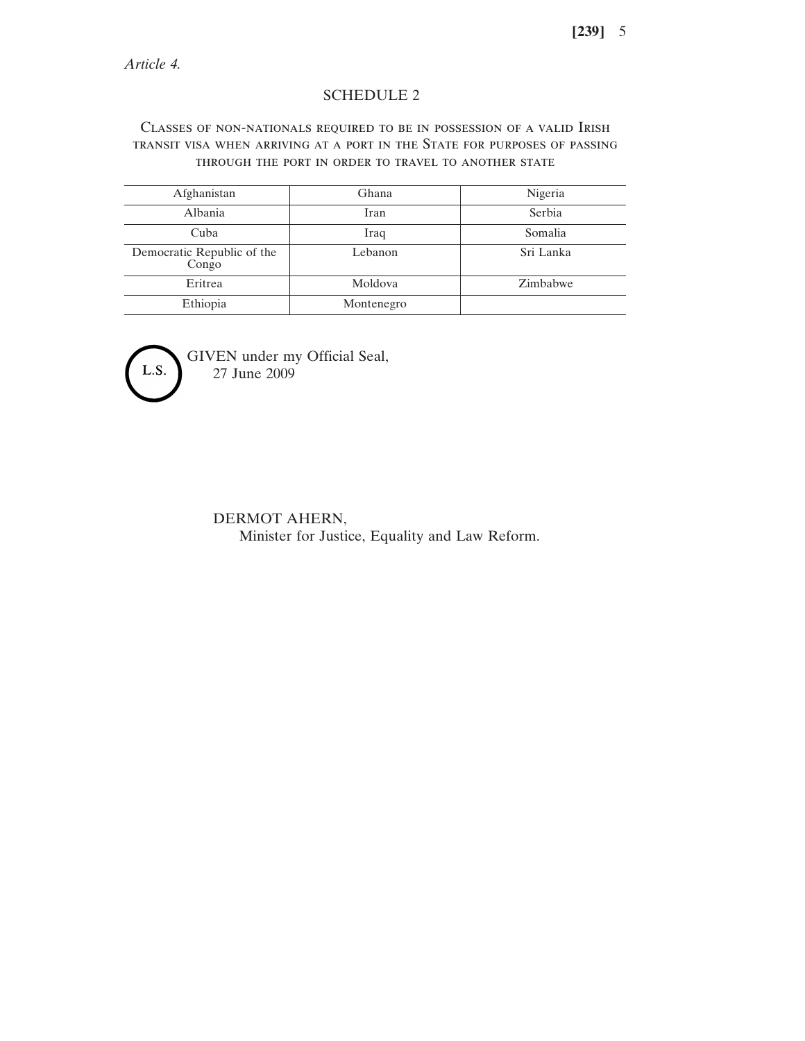*Article 4.*

# SCHEDULE 2

## Classes of non-nationals required to be in possession of a valid Irish transit visa when arriving at a port in the State for purposes of passing through the port in order to travel to another state

| | | |
|---|---|---|
| Afghanistan | Ghana | Nigeria |
| Albania | Iran | Serbia |
| Cuba | Iraq | Somalia |
| Democratic Republic of the Congo | Lebanon | Sri Lanka |
| Eritrea | Moldova | Zimbabwe |
| Ethiopia | Montenegro | |

L.S.

GIVEN under my Official Seal,
27 June 2009

DERMOT AHERN,
Minister for Justice, Equality and Law Reform.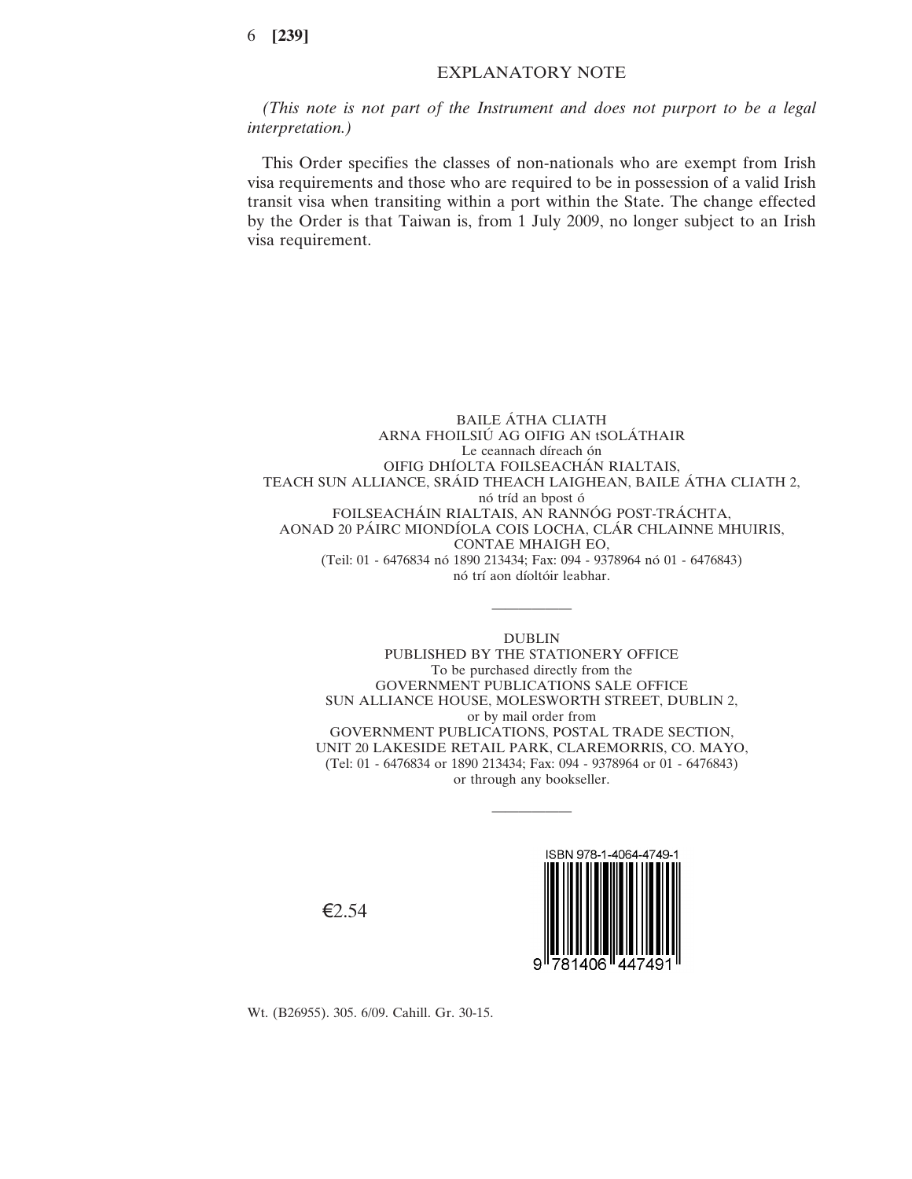## EXPLANATORY NOTE

*(This note is not part of the Instrument and does not purport to be a legal interpretation.)*

This Order specifies the classes of non-nationals who are exempt from Irish visa requirements and those who are required to be in possession of a valid Irish transit visa when transiting within a port within the State. The change effected by the Order is that Taiwan is, from 1 July 2009, no longer subject to an Irish visa requirement.

BAILE ÁTHA CLIATH
ARNA FHOILSIÚ AG OIFIG AN tSOLÁTHAIR
Le ceannach díreach ón
OIFIG DHÍOLTA FOILSEACHÁN RIALTAIS,
TEACH SUN ALLIANCE, SRÁID THEACH LAIGHEAN, BAILE ÁTHA CLIATH 2,
nó tríd an bpost ó
FOILSEACHÁIN RIALTAIS, AN RANNÓG POST-TRÁCHTA,
AONAD 20 PÁIRC MIONDÍOLA COIS LOCHA, CLÁR CHLAINNE MHUIRIS,
CONTAE MHAIGH EO,
(Teil: 01 - 6476834 nó 1890 213434; Fax: 094 - 9378964 nó 01 - 6476843)
nó trí aon díoltóir leabhar.

---

DUBLIN
PUBLISHED BY THE STATIONERY OFFICE
To be purchased directly from the
GOVERNMENT PUBLICATIONS SALE OFFICE
SUN ALLIANCE HOUSE, MOLESWORTH STREET, DUBLIN 2,
or by mail order from
GOVERNMENT PUBLICATIONS, POSTAL TRADE SECTION,
UNIT 20 LAKESIDE RETAIL PARK, CLAREMORRIS, CO. MAYO,
(Tel: 01 - 6476834 or 1890 213434; Fax: 094 - 9378964 or 01 - 6476843)
or through any bookseller.

---

€2.54

ISBN 978-1-4064-4749-1

9 781406 447491

Wt. (B26955). 305. 6/09. Cahill. Gr. 30-15.